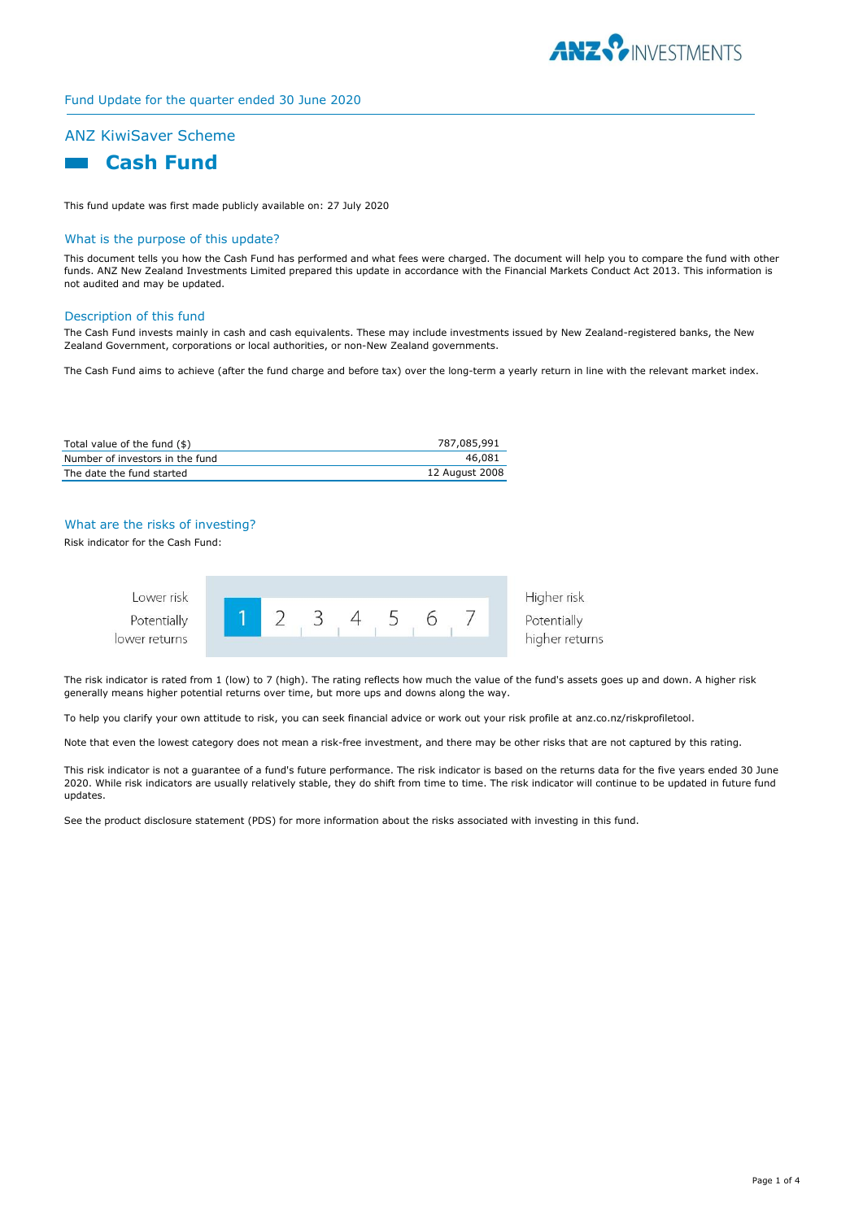Fund Update for the quarter ended 30 June 2020

## ANZ KiwiSaver Scheme

# Cash Fund

This fund update was first made publicly available on: 27 July 2020

## What is the purpose of this update?

This document tells you how the Cash Fund has performed and what fees were charged. The document will help you to compare the fund with other funds. ANZ New Zealand Investments Limited prepared this update in accordance with the Financial Markets Conduct Act 2013. This information is not audited and may be updated.

## Description of this fund

The Cash Fund invests mainly in cash and cash equivalents. These may include investments issued by New Zealand-registered banks, the New Zealand Government, corporations or local authorities, or non-New Zealand governments.

The Cash Fund aims to achieve (after the fund charge and before tax) over the long-term a yearly return in line with the relevant market index.

| | |
|---|---|
| Total value of the fund ($) | 787,085,991 |
| Number of investors in the fund | 46,081 |
| The date the fund started | 12 August 2008 |

## What are the risks of investing?

Risk indicator for the Cash Fund:

| Lower risk<br>Potentially lower returns | **1** | 2 | 3 | 4 | 5 | 6 | 7 | Higher risk<br>Potentially higher returns |
|---|---|---|---|---|---|---|---|---|

The risk indicator is rated from 1 (low) to 7 (high). The rating reflects how much the value of the fund's assets goes up and down. A higher risk generally means higher potential returns over time, but more ups and downs along the way.

To help you clarify your own attitude to risk, you can seek financial advice or work out your risk profile at anz.co.nz/riskprofiletool.

Note that even the lowest category does not mean a risk-free investment, and there may be other risks that are not captured by this rating.

This risk indicator is not a guarantee of a fund's future performance. The risk indicator is based on the returns data for the five years ended 30 June 2020. While risk indicators are usually relatively stable, they do shift from time to time. The risk indicator will continue to be updated in future fund updates.

See the product disclosure statement (PDS) for more information about the risks associated with investing in this fund.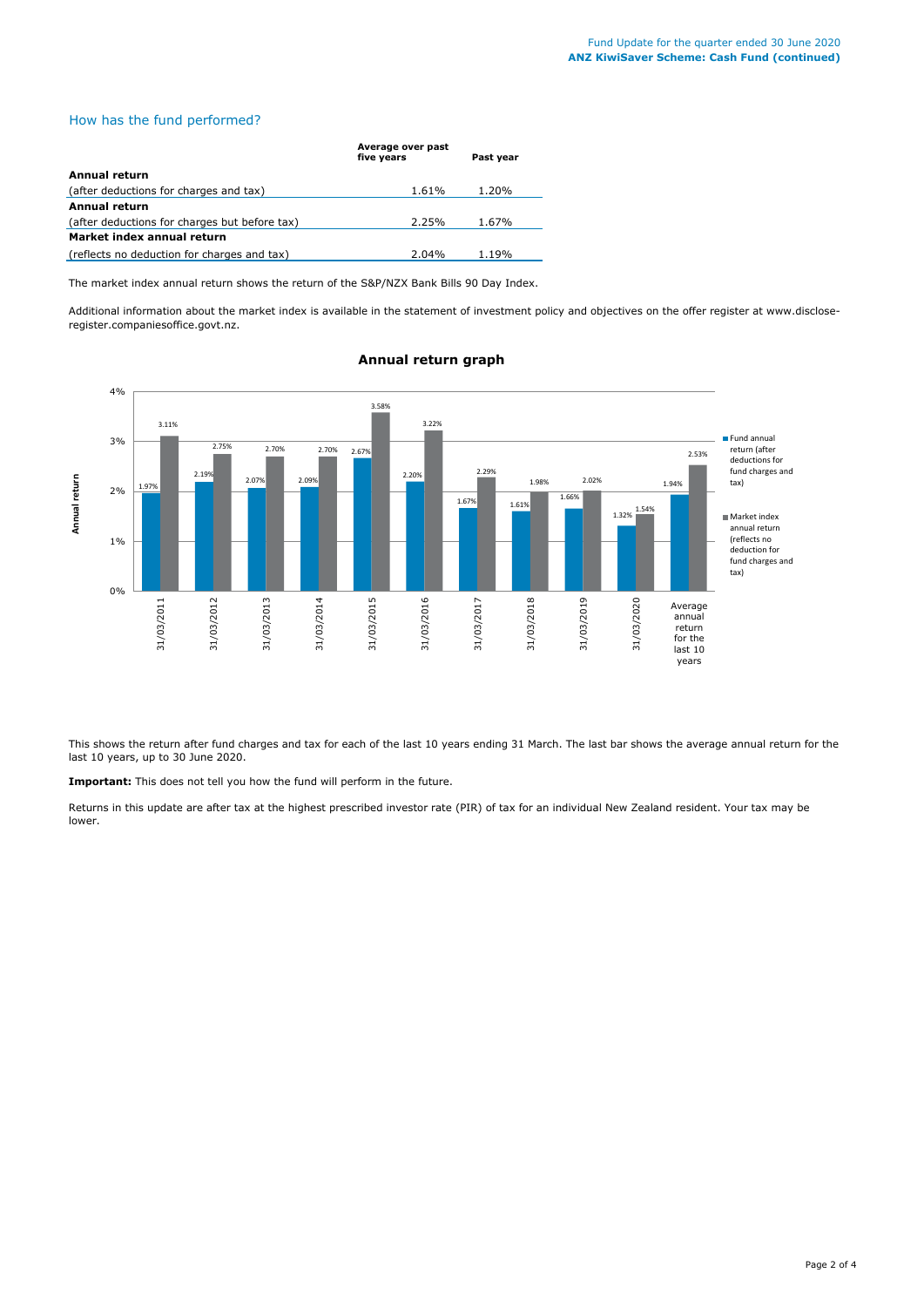## How has the fund performed?

| | Average over past five years | Past year |
|---|---|---|
| **Annual return** | | |
| (after deductions for charges and tax) | 1.61% | 1.20% |
| **Annual return** | | |
| (after deductions for charges but before tax) | 2.25% | 1.67% |
| **Market index annual return** | | |
| (reflects no deduction for charges and tax) | 2.04% | 1.19% |

The market index annual return shows the return of the S&P/NZX Bank Bills 90 Day Index.

Additional information about the market index is available in the statement of investment policy and objectives on the offer register at www.disclose-register.companiesoffice.govt.nz.

### Annual return graph

| | Fund annual return (after deductions for fund charges and tax) | Market index annual return (reflects no deduction for fund charges and tax) |
|---|---|---|
| 31/03/2011 | 1.97% | 3.11% |
| 31/03/2012 | 2.19% | 2.75% |
| 31/03/2013 | 2.07% | 2.70% |
| 31/03/2014 | 2.09% | 2.70% |
| 31/03/2015 | 2.67% | 3.58% |
| 31/03/2016 | 2.20% | 3.22% |
| 31/03/2017 | 1.67% | 2.29% |
| 31/03/2018 | 1.61% | 1.98% |
| 31/03/2019 | 1.66% | 2.02% |
| 31/03/2020 | 1.32% | 1.54% |
| Average annual return for the last 10 years | 1.94% | 2.53% |

This shows the return after fund charges and tax for each of the last 10 years ending 31 March. The last bar shows the average annual return for the last 10 years, up to 30 June 2020.

**Important:** This does not tell you how the fund will perform in the future.

Returns in this update are after tax at the highest prescribed investor rate (PIR) of tax for an individual New Zealand resident. Your tax may be lower.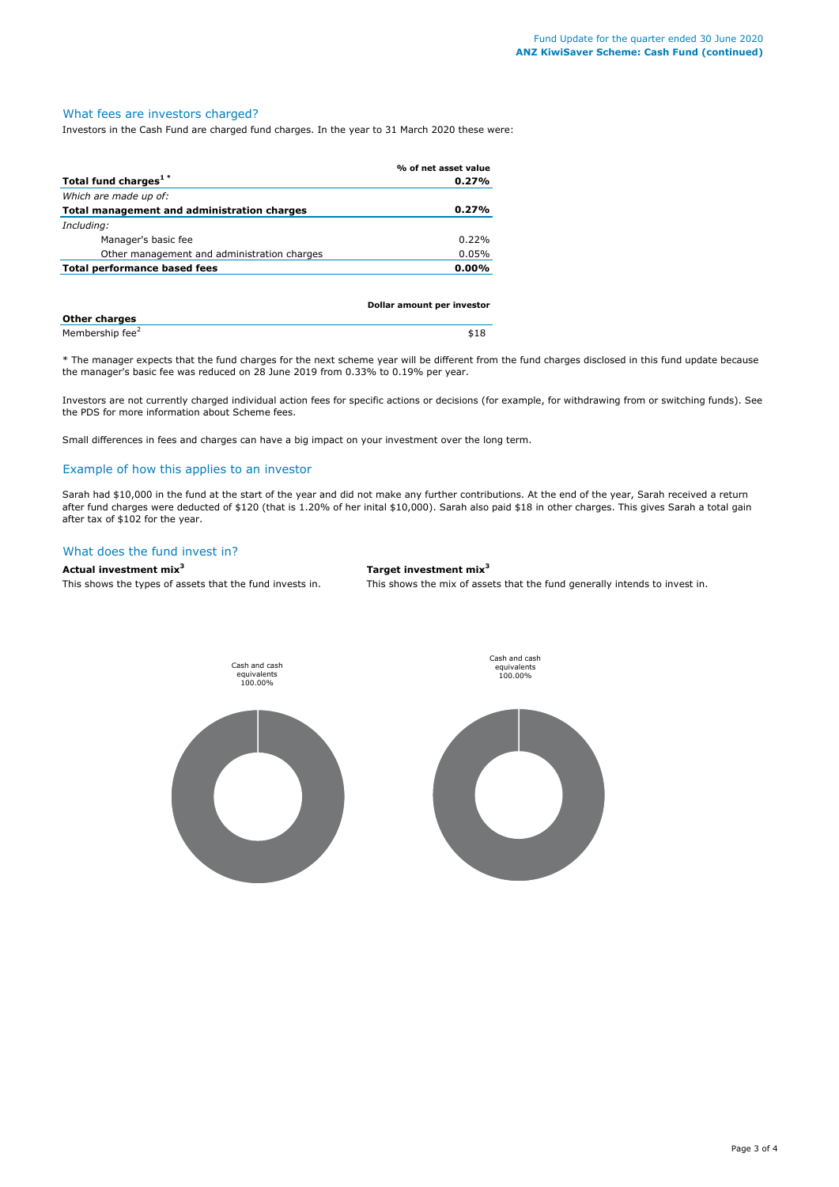## What fees are investors charged?

Investors in the Cash Fund are charged fund charges. In the year to 31 March 2020 these were:

| | % of net asset value |
|---|---|
| **Total fund charges[1] *** | **0.27%** |
| *Which are made up of:* | |
| **Total management and administration charges** | **0.27%** |
| *Including:* | |
| Manager's basic fee | 0.22% |
| Other management and administration charges | 0.05% |
| **Total performance based fees** | **0.00%** |

| | Dollar amount per investor |
|---|---|
| **Other charges** | |
| Membership fee[2] | $18 |

* The manager expects that the fund charges for the next scheme year will be different from the fund charges disclosed in this fund update because the manager's basic fee was reduced on 28 June 2019 from 0.33% to 0.19% per year.

Investors are not currently charged individual action fees for specific actions or decisions (for example, for withdrawing from or switching funds). See the PDS for more information about Scheme fees.

Small differences in fees and charges can have a big impact on your investment over the long term.

## Example of how this applies to an investor

Sarah had $10,000 in the fund at the start of the year and did not make any further contributions. At the end of the year, Sarah received a return after fund charges were deducted of $120 (that is 1.20% of her inital $10,000). Sarah also paid $18 in other charges. This gives Sarah a total gain after tax of $102 for the year.

## What does the fund invest in?

**Actual investment mix[3]**

This shows the types of assets that the fund invests in.

Cash and cash equivalents 100.00%

**Target investment mix[3]**

This shows the mix of assets that the fund generally intends to invest in.

Cash and cash equivalents 100.00%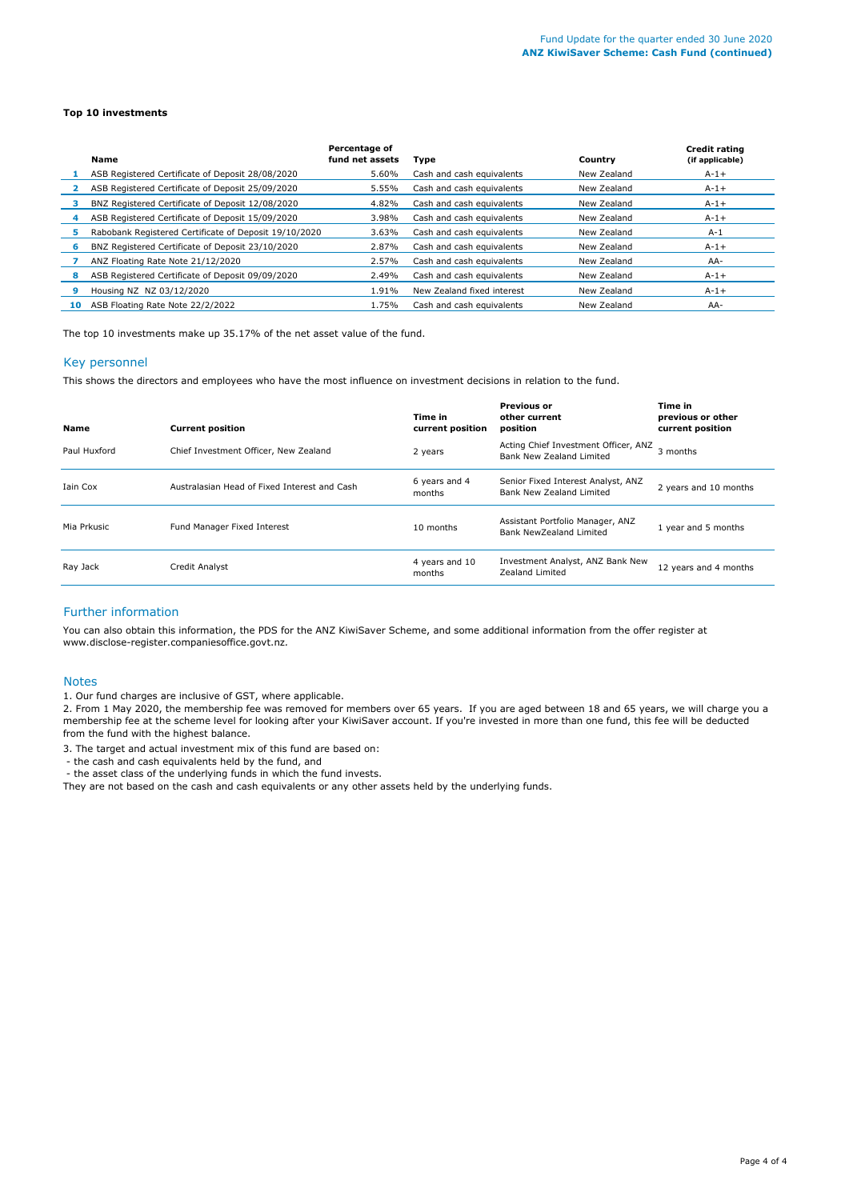### Top 10 investments

| | Name | Percentage of fund net assets | Type | Country | Credit rating (if applicable) |
|---|---|---|---|---|---|
| 1 | ASB Registered Certificate of Deposit 28/08/2020 | 5.60% | Cash and cash equivalents | New Zealand | A-1+ |
| 2 | ASB Registered Certificate of Deposit 25/09/2020 | 5.55% | Cash and cash equivalents | New Zealand | A-1+ |
| 3 | BNZ Registered Certificate of Deposit 12/08/2020 | 4.82% | Cash and cash equivalents | New Zealand | A-1+ |
| 4 | ASB Registered Certificate of Deposit 15/09/2020 | 3.98% | Cash and cash equivalents | New Zealand | A-1+ |
| 5 | Rabobank Registered Certificate of Deposit 19/10/2020 | 3.63% | Cash and cash equivalents | New Zealand | A-1 |
| 6 | BNZ Registered Certificate of Deposit 23/10/2020 | 2.87% | Cash and cash equivalents | New Zealand | A-1+ |
| 7 | ANZ Floating Rate Note 21/12/2020 | 2.57% | Cash and cash equivalents | New Zealand | AA- |
| 8 | ASB Registered Certificate of Deposit 09/09/2020 | 2.49% | Cash and cash equivalents | New Zealand | A-1+ |
| 9 | Housing NZ NZ 03/12/2020 | 1.91% | New Zealand fixed interest | New Zealand | A-1+ |
| 10 | ASB Floating Rate Note 22/2/2022 | 1.75% | Cash and cash equivalents | New Zealand | AA- |

The top 10 investments make up 35.17% of the net asset value of the fund.

## Key personnel

This shows the directors and employees who have the most influence on investment decisions in relation to the fund.

| Name | Current position | Time in current position | Previous or other current position | Time in previous or other current position |
|---|---|---|---|---|
| Paul Huxford | Chief Investment Officer, New Zealand | 2 years | Acting Chief Investment Officer, ANZ Bank New Zealand Limited | 3 months |
| Iain Cox | Australasian Head of Fixed Interest and Cash | 6 years and 4 months | Senior Fixed Interest Analyst, ANZ Bank New Zealand Limited | 2 years and 10 months |
| Mia Prkusic | Fund Manager Fixed Interest | 10 months | Assistant Portfolio Manager, ANZ Bank NewZealand Limited | 1 year and 5 months |
| Ray Jack | Credit Analyst | 4 years and 10 months | Investment Analyst, ANZ Bank New Zealand Limited | 12 years and 4 months |

## Further information

You can also obtain this information, the PDS for the ANZ KiwiSaver Scheme, and some additional information from the offer register at www.disclose-register.companiesoffice.govt.nz.

## Notes

1. Our fund charges are inclusive of GST, where applicable.
2. From 1 May 2020, the membership fee was removed for members over 65 years. If you are aged between 18 and 65 years, we will charge you a membership fee at the scheme level for looking after your KiwiSaver account. If you're invested in more than one fund, this fee will be deducted from the fund with the highest balance.
3. The target and actual investment mix of this fund are based on:
 - the cash and cash equivalents held by the fund, and
 - the asset class of the underlying funds in which the fund invests.

They are not based on the cash and cash equivalents or any other assets held by the underlying funds.